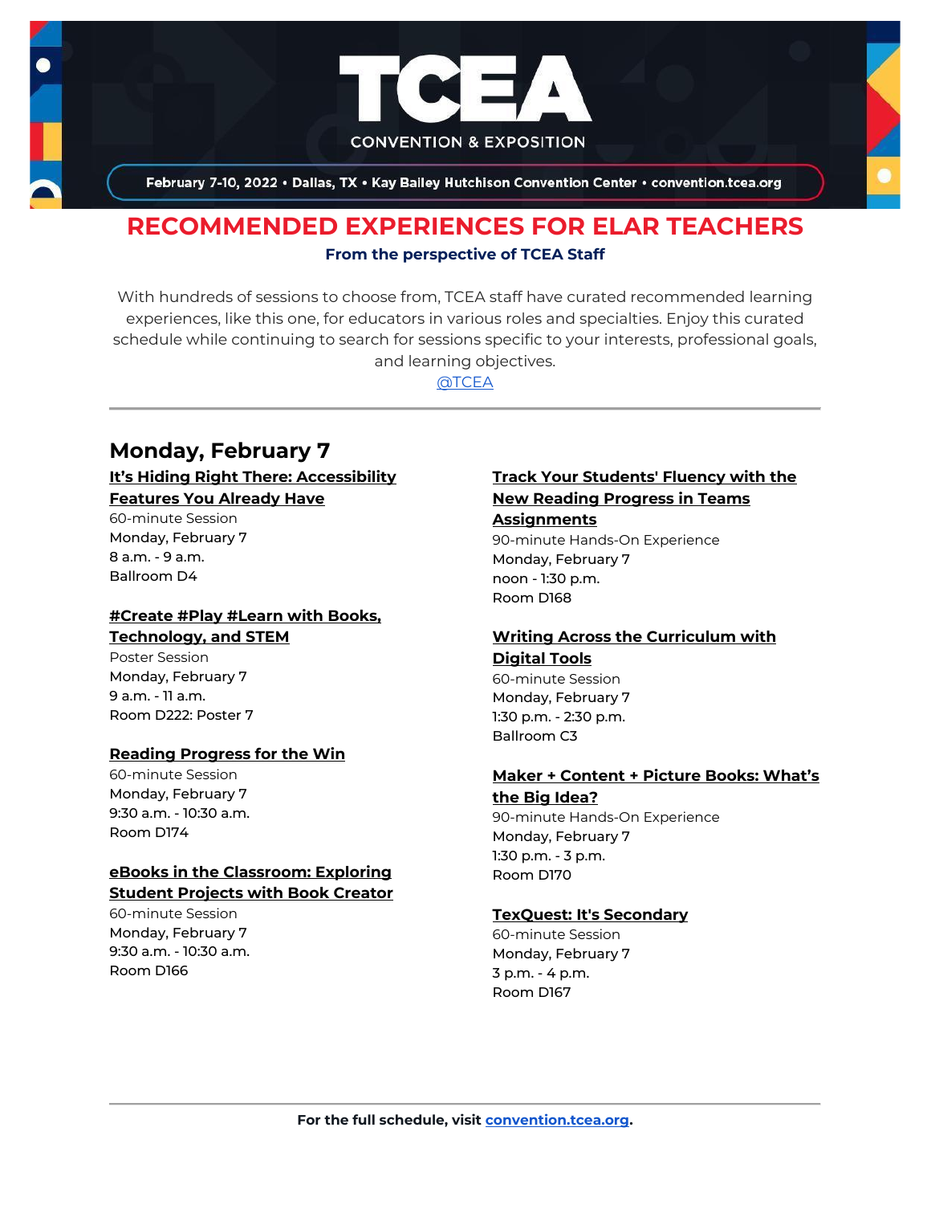# TCEA CONVENTION & EXPOSITION

February 7-10, 2022 • Dallas, TX • Kay Bailey Hutchison Convention Center • convention.tcea.org

## RECOMMENDED EXPERIENCES FOR ELAR TEACHERS

**From the perspective of TCEA Staff**

With hundreds of sessions to choose from, TCEA staff have curated recommended learning experiences, like this one, for educators in various roles and specialties. Enjoy this curated schedule while continuing to search for sessions specific to your interests, professional goals, and learning objectives.

@TCEA

---

## Monday, February 7

**It's Hiding Right There: Accessibility Features You Already Have**
60-minute Session
Monday, February 7
8 a.m. - 9 a.m.
Ballroom D4

**#Create #Play #Learn with Books, Technology, and STEM**
Poster Session
Monday, February 7
9 a.m. - 11 a.m.
Room D222: Poster 7

**Reading Progress for the Win**
60-minute Session
Monday, February 7
9:30 a.m. - 10:30 a.m.
Room D174

**eBooks in the Classroom: Exploring Student Projects with Book Creator**
60-minute Session
Monday, February 7
9:30 a.m. - 10:30 a.m.
Room D166

**Track Your Students' Fluency with the New Reading Progress in Teams Assignments**
90-minute Hands-On Experience
Monday, February 7
noon - 1:30 p.m.
Room D168

**Writing Across the Curriculum with Digital Tools**
60-minute Session
Monday, February 7
1:30 p.m. - 2:30 p.m.
Ballroom C3

**Maker + Content + Picture Books: What's the Big Idea?**
90-minute Hands-On Experience
Monday, February 7
1:30 p.m. - 3 p.m.
Room D170

**TexQuest: It's Secondary**
60-minute Session
Monday, February 7
3 p.m. - 4 p.m.
Room D167

---

**For the full schedule, visit convention.tcea.org.**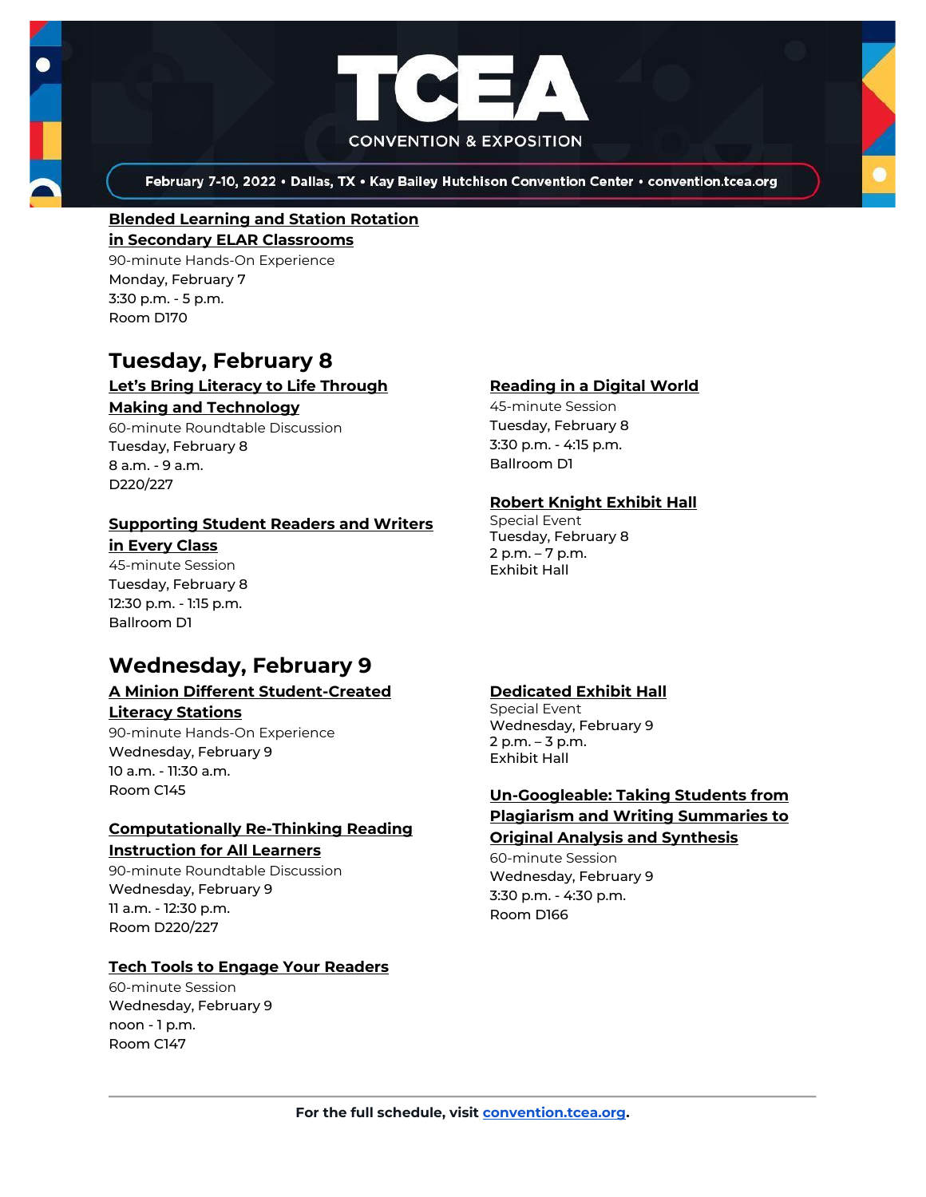**Blended Learning and Station Rotation in Secondary ELAR Classrooms**
90-minute Hands-On Experience
Monday, February 7
3:30 p.m. - 5 p.m.
Room D170

## Tuesday, February 8

**Let's Bring Literacy to Life Through Making and Technology**
60-minute Roundtable Discussion
Tuesday, February 8
8 a.m. - 9 a.m.
D220/227

**Supporting Student Readers and Writers in Every Class**
45-minute Session
Tuesday, February 8
12:30 p.m. - 1:15 p.m.
Ballroom D1

**Reading in a Digital World**
45-minute Session
Tuesday, February 8
3:30 p.m. - 4:15 p.m.
Ballroom D1

**Robert Knight Exhibit Hall**
Special Event
Tuesday, February 8
2 p.m. – 7 p.m.
Exhibit Hall

## Wednesday, February 9

**A Minion Different Student-Created Literacy Stations**
90-minute Hands-On Experience
Wednesday, February 9
10 a.m. - 11:30 a.m.
Room C145

**Computationally Re-Thinking Reading Instruction for All Learners**
90-minute Roundtable Discussion
Wednesday, February 9
11 a.m. - 12:30 p.m.
Room D220/227

**Tech Tools to Engage Your Readers**
60-minute Session
Wednesday, February 9
noon - 1 p.m.
Room C147

**Dedicated Exhibit Hall**
Special Event
Wednesday, February 9
2 p.m. – 3 p.m.
Exhibit Hall

**Un-Googleable: Taking Students from Plagiarism and Writing Summaries to Original Analysis and Synthesis**
60-minute Session
Wednesday, February 9
3:30 p.m. - 4:30 p.m.
Room D166

**For the full schedule, visit convention.tcea.org.**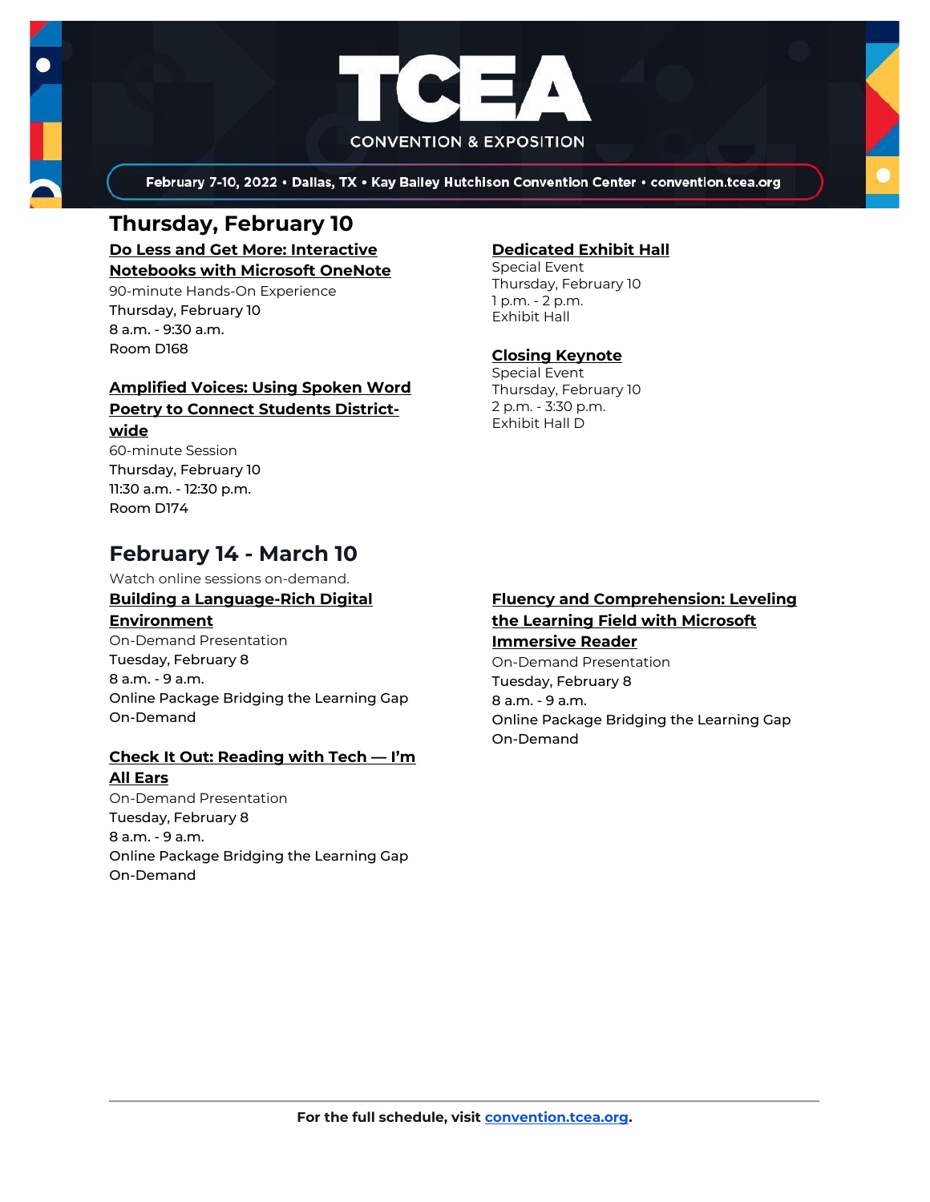## Thursday, February 10

### Do Less and Get More: Interactive Notebooks with Microsoft OneNote

90-minute Hands-On Experience
Thursday, February 10
8 a.m. - 9:30 a.m.
Room D168

### Amplified Voices: Using Spoken Word Poetry to Connect Students District-wide

60-minute Session
Thursday, February 10
11:30 a.m. - 12:30 p.m.
Room D174

### Dedicated Exhibit Hall

Special Event
Thursday, February 10
1 p.m. - 2 p.m.
Exhibit Hall

### Closing Keynote

Special Event
Thursday, February 10
2 p.m. - 3:30 p.m.
Exhibit Hall D

## February 14 - March 10

Watch online sessions on-demand.

### Building a Language-Rich Digital Environment

On-Demand Presentation
Tuesday, February 8
8 a.m. - 9 a.m.
Online Package Bridging the Learning Gap
On-Demand

### Check It Out: Reading with Tech — I'm All Ears

On-Demand Presentation
Tuesday, February 8
8 a.m. - 9 a.m.
Online Package Bridging the Learning Gap
On-Demand

### Fluency and Comprehension: Leveling the Learning Field with Microsoft Immersive Reader

On-Demand Presentation
Tuesday, February 8
8 a.m. - 9 a.m.
Online Package Bridging the Learning Gap
On-Demand